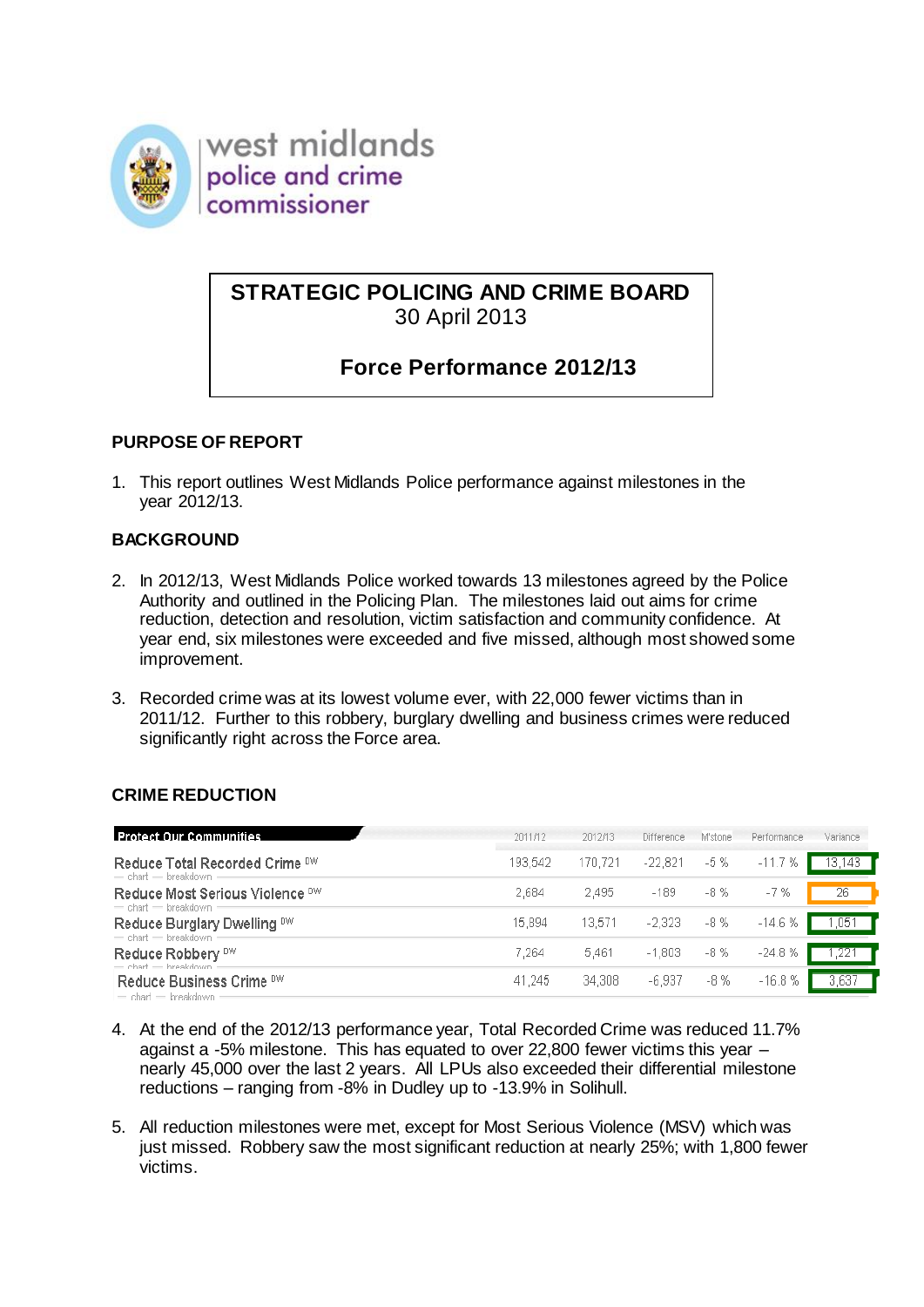west midlands
police and crime
commissioner

# STRATEGIC POLICING AND CRIME BOARD

30 April 2013

## Force Performance 2012/13

### PURPOSE OF REPORT

1. This report outlines West Midlands Police performance against milestones in the year 2012/13.

### BACKGROUND

2. In 2012/13, West Midlands Police worked towards 13 milestones agreed by the Police Authority and outlined in the Policing Plan. The milestones laid out aims for crime reduction, detection and resolution, victim satisfaction and community confidence. At year end, six milestones were exceeded and five missed, although most showed some improvement.

3. Recorded crime was at its lowest volume ever, with 22,000 fewer victims than in 2011/12. Further to this robbery, burglary dwelling and business crimes were reduced significantly right across the Force area.

### CRIME REDUCTION

| Protect Our Communities | 2011/12 | 2012/13 | Difference | M'stone | Performance | Variance |
|---|---|---|---|---|---|---|
| Reduce Total Recorded Crime DW | 193,542 | 170,721 | -22,821 | -5 % | -11.7 % | 13,143 |
| Reduce Most Serious Violence DW | 2,684 | 2,495 | -189 | -8 % | -7 % | 26 |
| Reduce Burglary Dwelling DW | 15,894 | 13,571 | -2,323 | -8 % | -14.6 % | 1,051 |
| Reduce Robbery DW | 7,264 | 5,461 | -1,803 | -8 % | -24.8 % | 1,221 |
| Reduce Business Crime DW | 41,245 | 34,308 | -6,937 | -8 % | -16.8 % | 3,637 |

4. At the end of the 2012/13 performance year, Total Recorded Crime was reduced 11.7% against a -5% milestone. This has equated to over 22,800 fewer victims this year – nearly 45,000 over the last 2 years. All LPUs also exceeded their differential milestone reductions – ranging from -8% in Dudley up to -13.9% in Solihull.

5. All reduction milestones were met, except for Most Serious Violence (MSV) which was just missed. Robbery saw the most significant reduction at nearly 25%; with 1,800 fewer victims.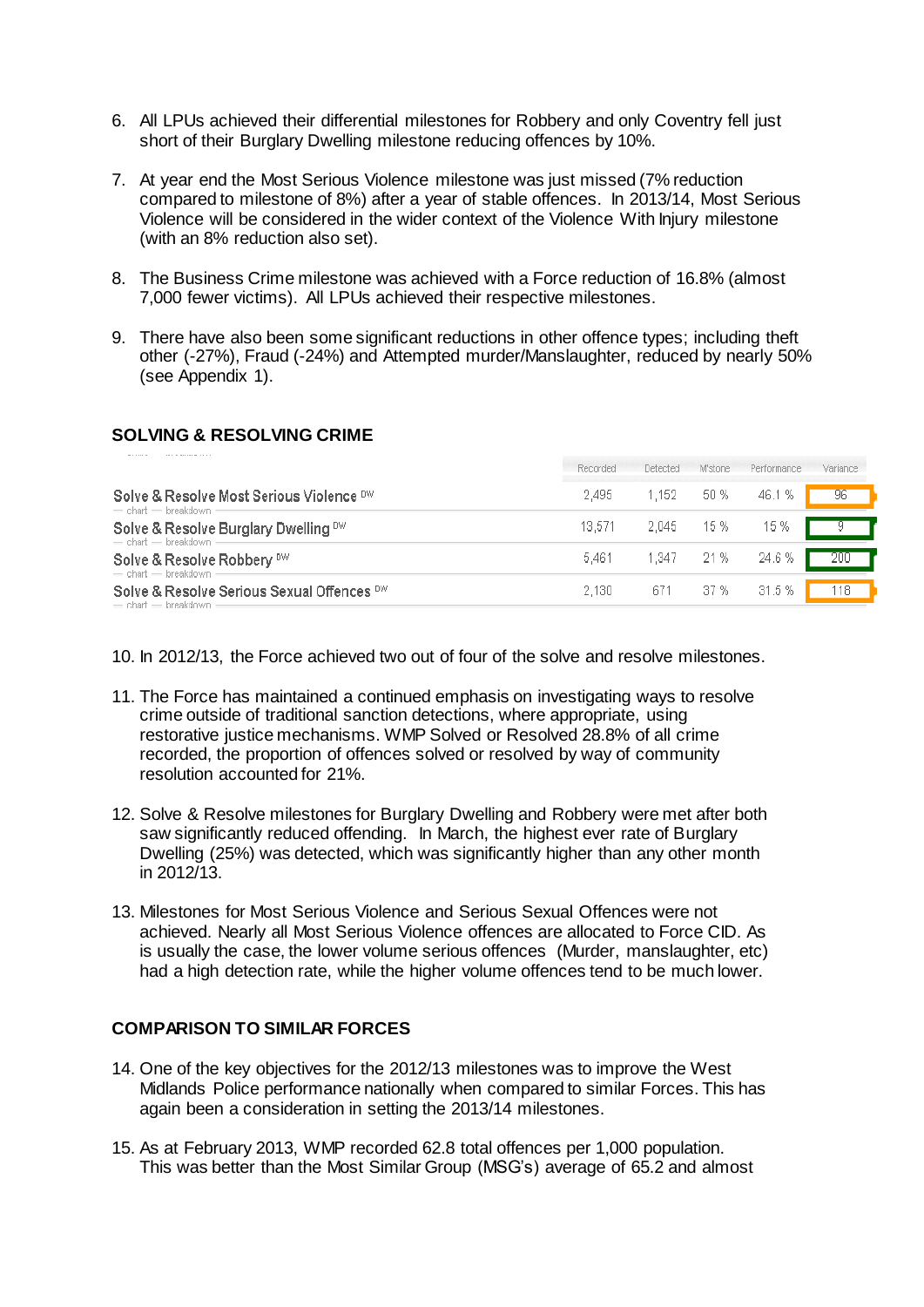6. All LPUs achieved their differential milestones for Robbery and only Coventry fell just short of their Burglary Dwelling milestone reducing offences by 10%.

7. At year end the Most Serious Violence milestone was just missed (7% reduction compared to milestone of 8%) after a year of stable offences. In 2013/14, Most Serious Violence will be considered in the wider context of the Violence With Injury milestone (with an 8% reduction also set).

8. The Business Crime milestone was achieved with a Force reduction of 16.8% (almost 7,000 fewer victims). All LPUs achieved their respective milestones.

9. There have also been some significant reductions in other offence types; including theft other (-27%), Fraud (-24%) and Attempted murder/Manslaughter, reduced by nearly 50% (see Appendix 1).

## SOLVING & RESOLVING CRIME

| | Recorded | Detected | M'stone | Performance | Variance |
|---|---|---|---|---|---|
| Solve & Resolve Most Serious Violence DW | 2,495 | 1,152 | 50 % | 46.1 % | 96 |
| Solve & Resolve Burglary Dwelling DW | 13,571 | 2,045 | 15 % | 15 % | 9 |
| Solve & Resolve Robbery DW | 5,461 | 1,347 | 21 % | 24.6 % | 200 |
| Solve & Resolve Serious Sexual Offences DW | 2,130 | 671 | 37 % | 31.5 % | 118 |

10. In 2012/13, the Force achieved two out of four of the solve and resolve milestones.

11. The Force has maintained a continued emphasis on investigating ways to resolve crime outside of traditional sanction detections, where appropriate, using restorative justice mechanisms. WMP Solved or Resolved 28.8% of all crime recorded, the proportion of offences solved or resolved by way of community resolution accounted for 21%.

12. Solve & Resolve milestones for Burglary Dwelling and Robbery were met after both saw significantly reduced offending. In March, the highest ever rate of Burglary Dwelling (25%) was detected, which was significantly higher than any other month in 2012/13.

13. Milestones for Most Serious Violence and Serious Sexual Offences were not achieved. Nearly all Most Serious Violence offences are allocated to Force CID. As is usually the case, the lower volume serious offences (Murder, manslaughter, etc) had a high detection rate, while the higher volume offences tend to be much lower.

## COMPARISON TO SIMILAR FORCES

14. One of the key objectives for the 2012/13 milestones was to improve the West Midlands Police performance nationally when compared to similar Forces. This has again been a consideration in setting the 2013/14 milestones.

15. As at February 2013, WMP recorded 62.8 total offences per 1,000 population. This was better than the Most Similar Group (MSG's) average of 65.2 and almost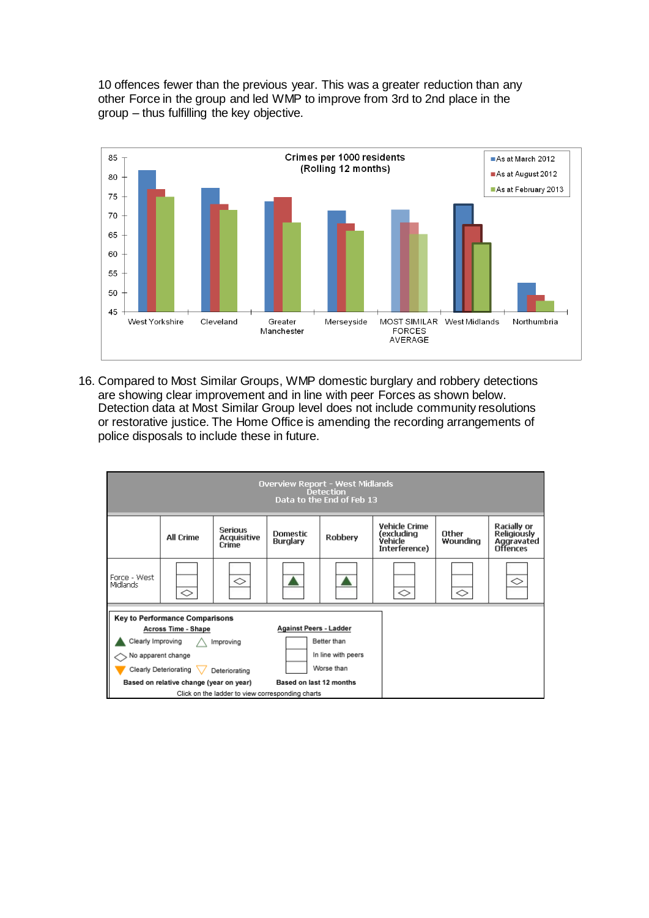10 offences fewer than the previous year. This was a greater reduction than any other Force in the group and led WMP to improve from 3rd to 2nd place in the group – thus fulfilling the key objective.

16. Compared to Most Similar Groups, WMP domestic burglary and robbery detections are showing clear improvement and in line with peer Forces as shown below. Detection data at Most Similar Group level does not include community resolutions or restorative justice. The Home Office is amending the recording arrangements of police disposals to include these in future.

**Overview Report - West Midlands**
**Detection**
**Data to the End of Feb 13**

| | All Crime | Serious Acquisitive Crime | Domestic Burglary | Robbery | Vehicle Crime (excluding Vehicle Interference) | Other Wounding | Racially or Religiously Aggravated Offences |
|---|---|---|---|---|---|---|---|
| Force - West Midlands | No apparent change; Worse than peers | No apparent change; In line with peers | Clearly Improving; In line with peers | Clearly Improving; In line with peers | No apparent change; Worse than peers | No apparent change; Worse than peers | No apparent change; In line with peers |

**Key to Performance Comparisons**

Across Time - Shape:
- Clearly Improving
- Improving
- No apparent change
- Clearly Deteriorating
- Deteriorating

Based on relative change (year on year)

Against Peers - Ladder:
- Better than
- In line with peers
- Worse than

Based on last 12 months

Click on the ladder to view corresponding charts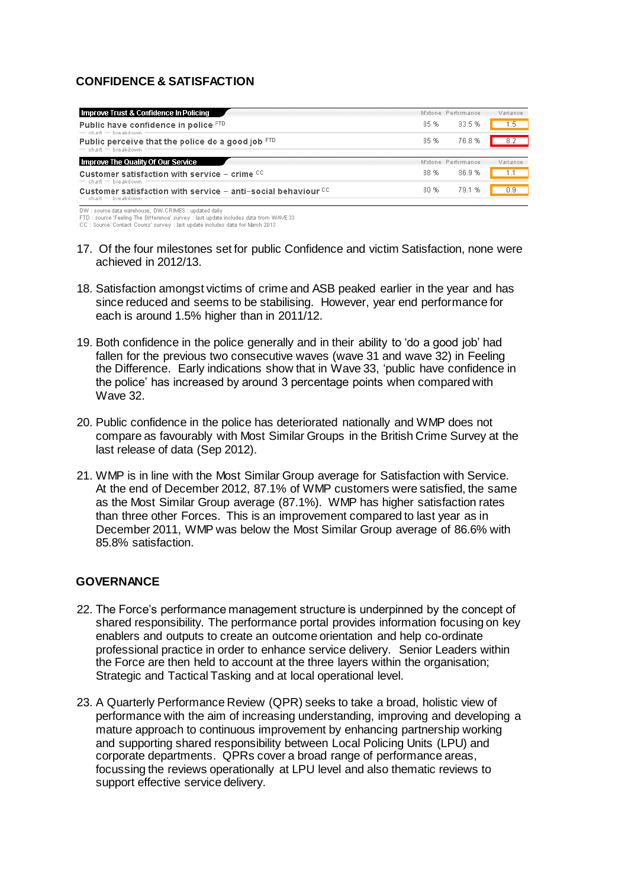## CONFIDENCE & SATISFACTION

| Improve Trust & Confidence In Policing | M'stone | Performance | Variance |
|---|---|---|---|
| Public have confidence in police FTD | 85 % | 83.5 % | 1.5 |
| Public perceive that the police do a good job FTD | 85 % | 76.8 % | 8.2 |
| **Improve The Quality Of Our Service** | **M'stone** | **Performance** | **Variance** |
| Customer satisfaction with service – crime CC | 88 % | 86.9 % | 1.1 |
| Customer satisfaction with service – anti-social behaviour CC | 80 % | 79.1 % | 0.9 |

DW : source data warehouse, DW.CRIMES : updated daily
FTD : source 'Feeling The Difference' survey : last update includes data from WAVE 33
CC : Source 'Contact Counts' survey : last update includes data for March 2013

17. Of the four milestones set for public Confidence and victim Satisfaction, none were achieved in 2012/13.

18. Satisfaction amongst victims of crime and ASB peaked earlier in the year and has since reduced and seems to be stabilising. However, year end performance for each is around 1.5% higher than in 2011/12.

19. Both confidence in the police generally and in their ability to 'do a good job' had fallen for the previous two consecutive waves (wave 31 and wave 32) in Feeling the Difference. Early indications show that in Wave 33, 'public have confidence in the police' has increased by around 3 percentage points when compared with Wave 32.

20. Public confidence in the police has deteriorated nationally and WMP does not compare as favourably with Most Similar Groups in the British Crime Survey at the last release of data (Sep 2012).

21. WMP is in line with the Most Similar Group average for Satisfaction with Service. At the end of December 2012, 87.1% of WMP customers were satisfied, the same as the Most Similar Group average (87.1%). WMP has higher satisfaction rates than three other Forces. This is an improvement compared to last year as in December 2011, WMP was below the Most Similar Group average of 86.6% with 85.8% satisfaction.

## GOVERNANCE

22. The Force's performance management structure is underpinned by the concept of shared responsibility. The performance portal provides information focusing on key enablers and outputs to create an outcome orientation and help co-ordinate professional practice in order to enhance service delivery. Senior Leaders within the Force are then held to account at the three layers within the organisation; Strategic and Tactical Tasking and at local operational level.

23. A Quarterly Performance Review (QPR) seeks to take a broad, holistic view of performance with the aim of increasing understanding, improving and developing a mature approach to continuous improvement by enhancing partnership working and supporting shared responsibility between Local Policing Units (LPU) and corporate departments. QPRs cover a broad range of performance areas, focussing the reviews operationally at LPU level and also thematic reviews to support effective service delivery.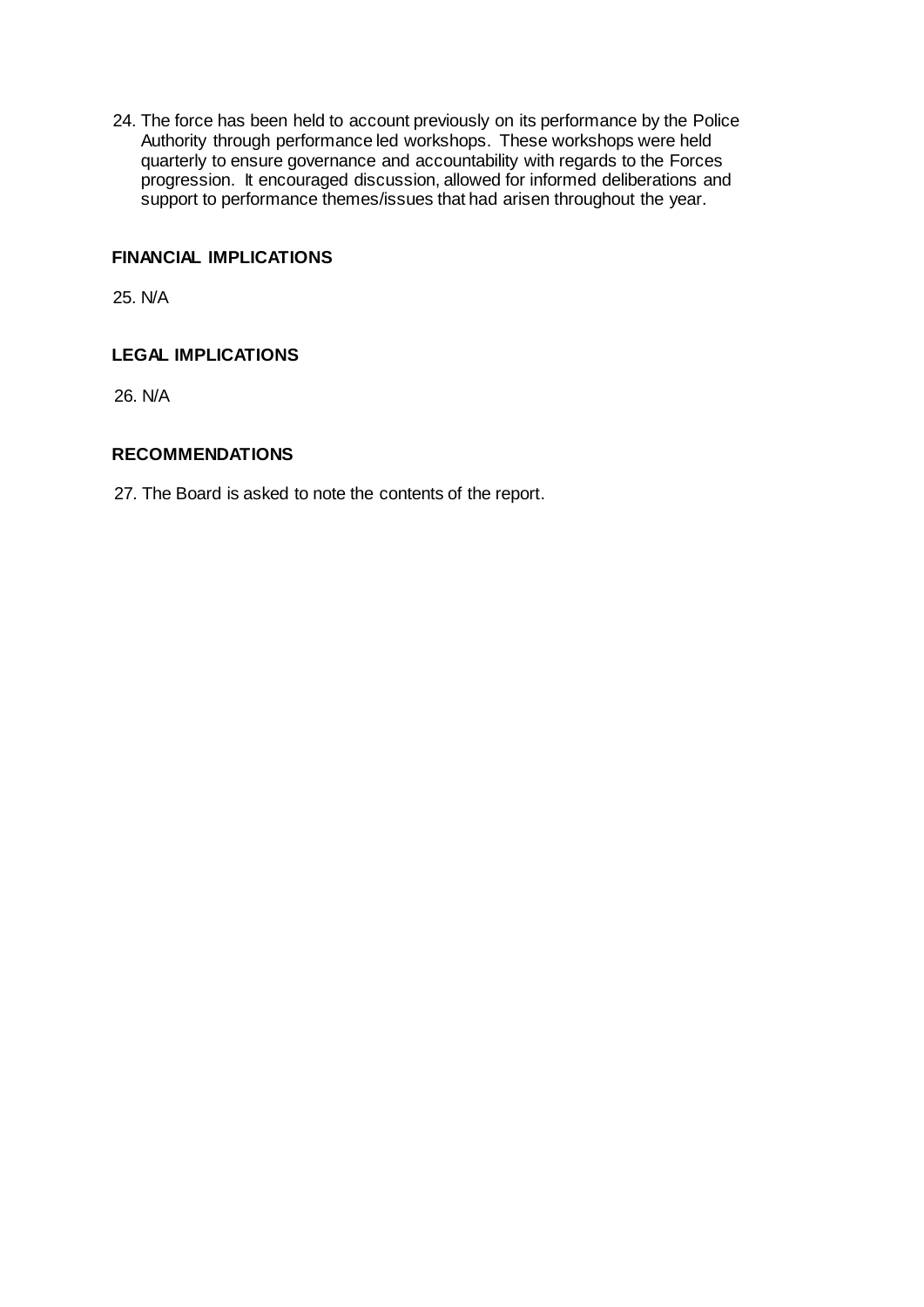24. The force has been held to account previously on its performance by the Police Authority through performance led workshops. These workshops were held quarterly to ensure governance and accountability with regards to the Forces progression. It encouraged discussion, allowed for informed deliberations and support to performance themes/issues that had arisen throughout the year.

## FINANCIAL IMPLICATIONS

25. N/A

## LEGAL IMPLICATIONS

26. N/A

## RECOMMENDATIONS

27. The Board is asked to note the contents of the report.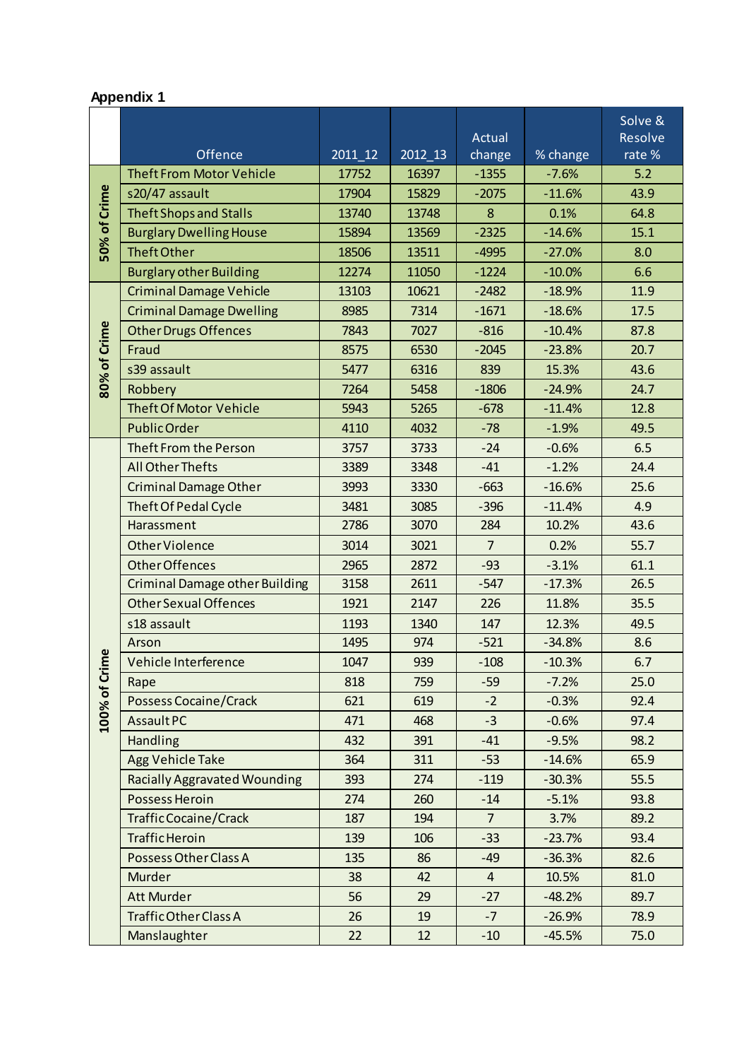**Appendix 1**

| | Offence | 2011_12 | 2012_13 | Actual change | % change | Solve & Resolve rate % |
|---|---|---|---|---|---|---|
| 50% of Crime | Theft From Motor Vehicle | 17752 | 16397 | -1355 | -7.6% | 5.2 |
| | s20/47 assault | 17904 | 15829 | -2075 | -11.6% | 43.9 |
| | Theft Shops and Stalls | 13740 | 13748 | 8 | 0.1% | 64.8 |
| | Burglary Dwelling House | 15894 | 13569 | -2325 | -14.6% | 15.1 |
| | Theft Other | 18506 | 13511 | -4995 | -27.0% | 8.0 |
| | Burglary other Building | 12274 | 11050 | -1224 | -10.0% | 6.6 |
| 80% of Crime | Criminal Damage Vehicle | 13103 | 10621 | -2482 | -18.9% | 11.9 |
| | Criminal Damage Dwelling | 8985 | 7314 | -1671 | -18.6% | 17.5 |
| | Other Drugs Offences | 7843 | 7027 | -816 | -10.4% | 87.8 |
| | Fraud | 8575 | 6530 | -2045 | -23.8% | 20.7 |
| | s39 assault | 5477 | 6316 | 839 | 15.3% | 43.6 |
| | Robbery | 7264 | 5458 | -1806 | -24.9% | 24.7 |
| | Theft Of Motor Vehicle | 5943 | 5265 | -678 | -11.4% | 12.8 |
| | Public Order | 4110 | 4032 | -78 | -1.9% | 49.5 |
| 100% of Crime | Theft From the Person | 3757 | 3733 | -24 | -0.6% | 6.5 |
| | All Other Thefts | 3389 | 3348 | -41 | -1.2% | 24.4 |
| | Criminal Damage Other | 3993 | 3330 | -663 | -16.6% | 25.6 |
| | Theft Of Pedal Cycle | 3481 | 3085 | -396 | -11.4% | 4.9 |
| | Harassment | 2786 | 3070 | 284 | 10.2% | 43.6 |
| | Other Violence | 3014 | 3021 | 7 | 0.2% | 55.7 |
| | Other Offences | 2965 | 2872 | -93 | -3.1% | 61.1 |
| | Criminal Damage other Building | 3158 | 2611 | -547 | -17.3% | 26.5 |
| | Other Sexual Offences | 1921 | 2147 | 226 | 11.8% | 35.5 |
| | s18 assault | 1193 | 1340 | 147 | 12.3% | 49.5 |
| | Arson | 1495 | 974 | -521 | -34.8% | 8.6 |
| | Vehicle Interference | 1047 | 939 | -108 | -10.3% | 6.7 |
| | Rape | 818 | 759 | -59 | -7.2% | 25.0 |
| | Possess Cocaine/Crack | 621 | 619 | -2 | -0.3% | 92.4 |
| | Assault PC | 471 | 468 | -3 | -0.6% | 97.4 |
| | Handling | 432 | 391 | -41 | -9.5% | 98.2 |
| | Agg Vehicle Take | 364 | 311 | -53 | -14.6% | 65.9 |
| | Racially Aggravated Wounding | 393 | 274 | -119 | -30.3% | 55.5 |
| | Possess Heroin | 274 | 260 | -14 | -5.1% | 93.8 |
| | Traffic Cocaine/Crack | 187 | 194 | 7 | 3.7% | 89.2 |
| | Traffic Heroin | 139 | 106 | -33 | -23.7% | 93.4 |
| | Possess Other Class A | 135 | 86 | -49 | -36.3% | 82.6 |
| | Murder | 38 | 42 | 4 | 10.5% | 81.0 |
| | Att Murder | 56 | 29 | -27 | -48.2% | 89.7 |
| | Traffic Other Class A | 26 | 19 | -7 | -26.9% | 78.9 |
| | Manslaughter | 22 | 12 | -10 | -45.5% | 75.0 |